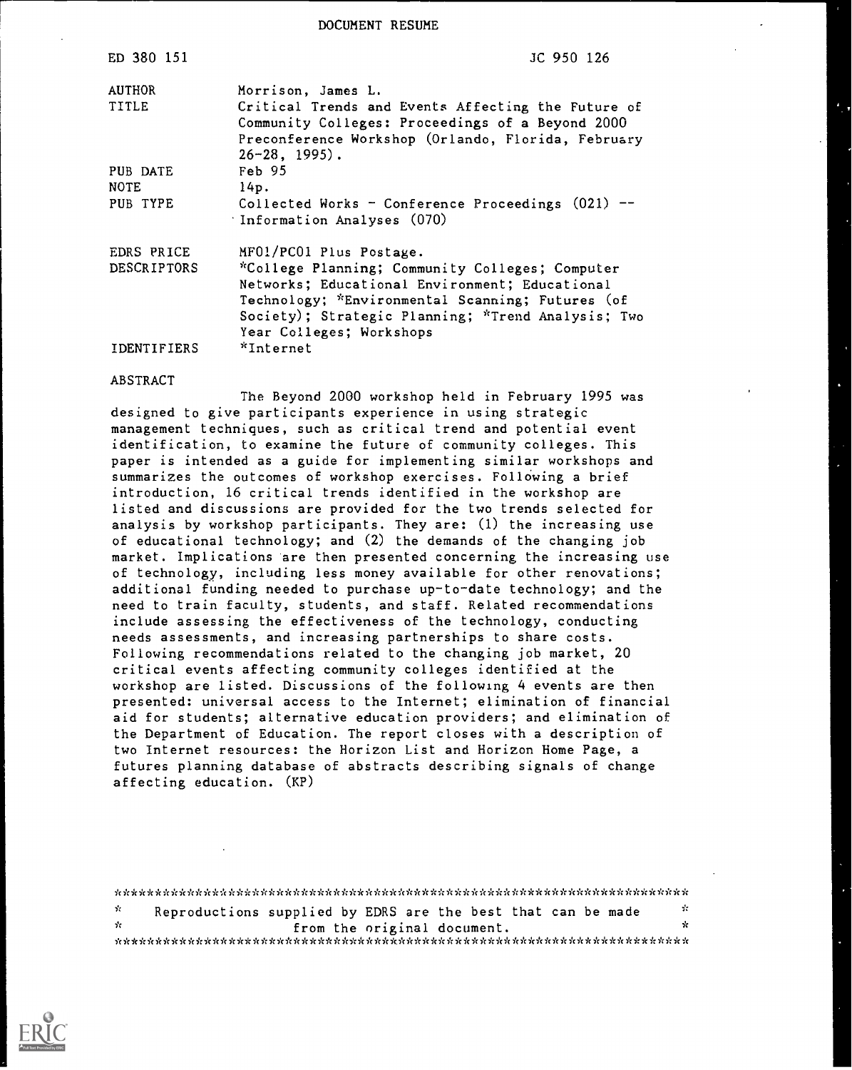DOCUMENT RESUME

| ED 380 151 | JC 950 126 |
|---|---|
| AUTHOR | Morrison, James L. |
| TITLE | Critical Trends and Events Affecting the Future of Community Colleges: Proceedings of a Beyond 2000 Preconference Workshop (Orlando, Florida, February 26-28, 1995). |
| PUB DATE | Feb 95 |
| NOTE | 14p. |
| PUB TYPE | Collected Works - Conference Proceedings (021) -- Information Analyses (070) |
| EDRS PRICE | MF01/PC01 Plus Postage. |
| DESCRIPTORS | *College Planning; Community Colleges; Computer Networks; Educational Environment; Educational Technology; *Environmental Scanning; Futures (of Society); Strategic Planning; *Trend Analysis; Two Year Colleges; Workshops |
| IDENTIFIERS | *Internet |

ABSTRACT

The Beyond 2000 workshop held in February 1995 was designed to give participants experience in using strategic management techniques, such as critical trend and potential event identification, to examine the future of community colleges. This paper is intended as a guide for implementing similar workshops and summarizes the outcomes of workshop exercises. Following a brief introduction, 16 critical trends identified in the workshop are listed and discussions are provided for the two trends selected for analysis by workshop participants. They are: (1) the increasing use of educational technology; and (2) the demands of the changing job market. Implications are then presented concerning the increasing use of technology, including less money available for other renovations; additional funding needed to purchase up-to-date technology; and the need to train faculty, students, and staff. Related recommendations include assessing the effectiveness of the technology, conducting needs assessments, and increasing partnerships to share costs. Following recommendations related to the changing job market, 20 critical events affecting community colleges identified at the workshop are listed. Discussions of the following 4 events are then presented: universal access to the Internet; elimination of financial aid for students; alternative education providers; and elimination of the Department of Education. The report closes with a description of two Internet resources: the Horizon List and Horizon Home Page, a futures planning database of abstracts describing signals of change affecting education. (KP)

***********************************************************************
* Reproductions supplied by EDRS are the best that can be made *
* from the original document. *
***********************************************************************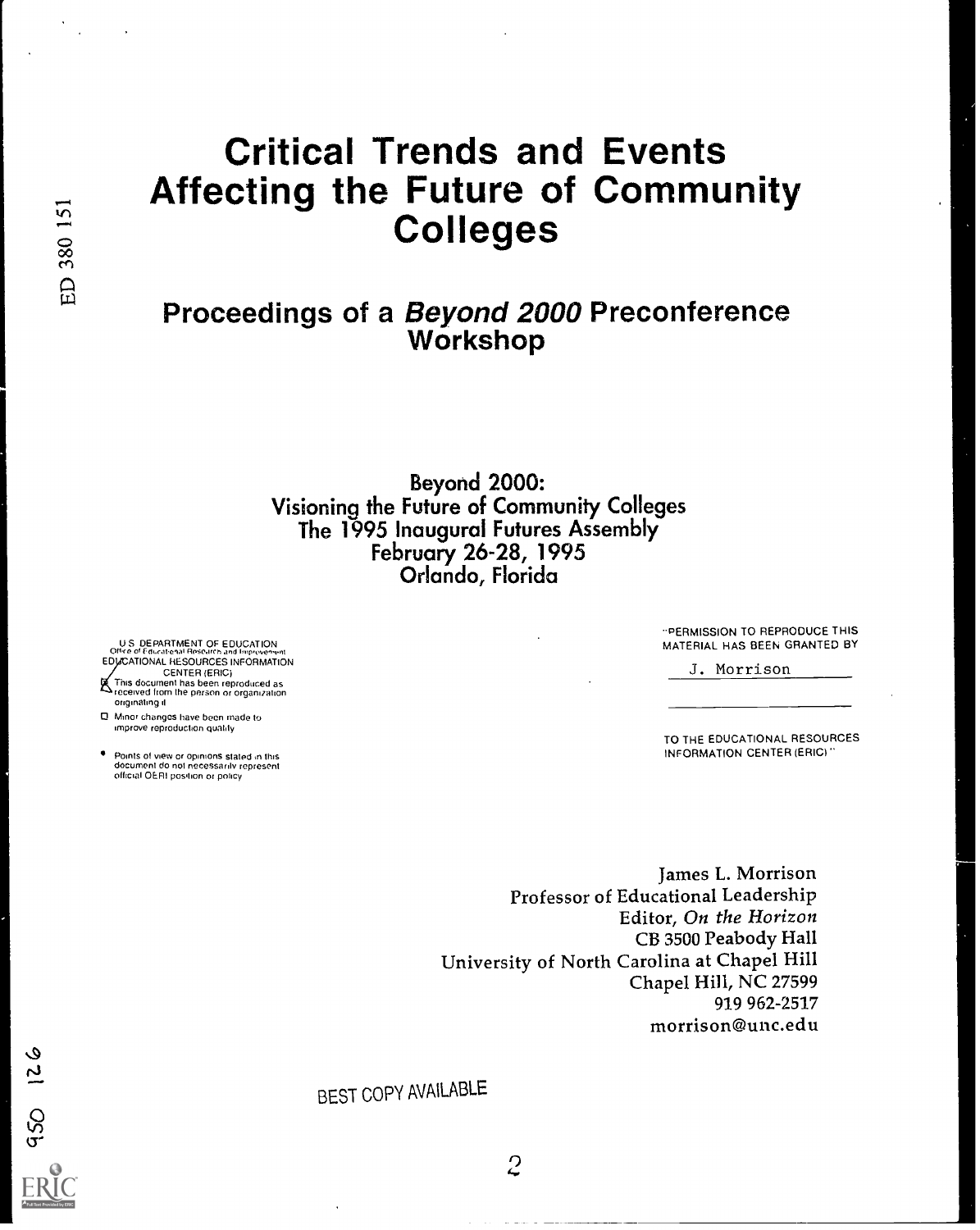# Critical Trends and Events Affecting the Future of Community Colleges

## Proceedings of a *Beyond 2000* Preconference Workshop

Beyond 2000:
Visioning the Future of Community Colleges
The 1995 Inaugural Futures Assembly
February 26-28, 1995
Orlando, Florida

U.S. DEPARTMENT OF EDUCATION
Office of Educational Research and Improvement
EDUCATIONAL RESOURCES INFORMATION CENTER (ERIC)

- This document has been reproduced as received from the person or organization originating it
- Minor changes have been made to improve reproduction quality
- Points of view or opinions stated in this document do not necessarily represent official OERI position or policy

"PERMISSION TO REPRODUCE THIS MATERIAL HAS BEEN GRANTED BY

J. Morrison

TO THE EDUCATIONAL RESOURCES INFORMATION CENTER (ERIC)."

James L. Morrison
Professor of Educational Leadership
Editor, *On the Horizon*
CB 3500 Peabody Hall
University of North Carolina at Chapel Hill
Chapel Hill, NC 27599
919 962-2517
morrison@unc.edu

BEST COPY AVAILABLE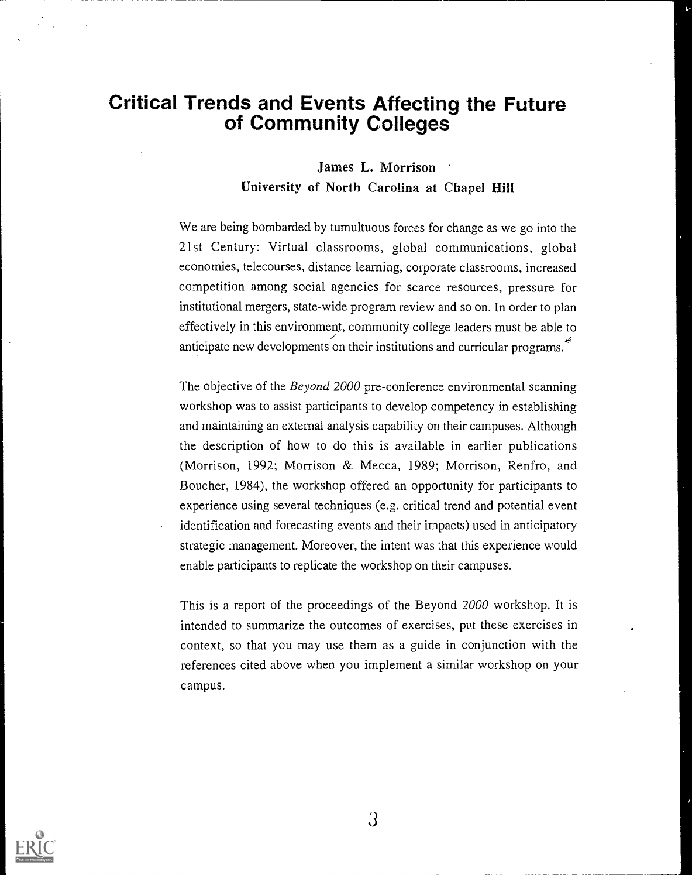# Critical Trends and Events Affecting the Future of Community Colleges

**James L. Morrison**
**University of North Carolina at Chapel Hill**

We are being bombarded by tumultuous forces for change as we go into the 21st Century: Virtual classrooms, global communications, global economies, telecourses, distance learning, corporate classrooms, increased competition among social agencies for scarce resources, pressure for institutional mergers, state-wide program review and so on. In order to plan effectively in this environment, community college leaders must be able to anticipate new developments on their institutions and curricular programs.

The objective of the *Beyond 2000* pre-conference environmental scanning workshop was to assist participants to develop competency in establishing and maintaining an external analysis capability on their campuses. Although the description of how to do this is available in earlier publications (Morrison, 1992; Morrison & Mecca, 1989; Morrison, Renfro, and Boucher, 1984), the workshop offered an opportunity for participants to experience using several techniques (e.g. critical trend and potential event identification and forecasting events and their impacts) used in anticipatory strategic management. Moreover, the intent was that this experience would enable participants to replicate the workshop on their campuses.

This is a report of the proceedings of the Beyond *2000* workshop. It is intended to summarize the outcomes of exercises, put these exercises in context, so that you may use them as a guide in conjunction with the references cited above when you implement a similar workshop on your campus.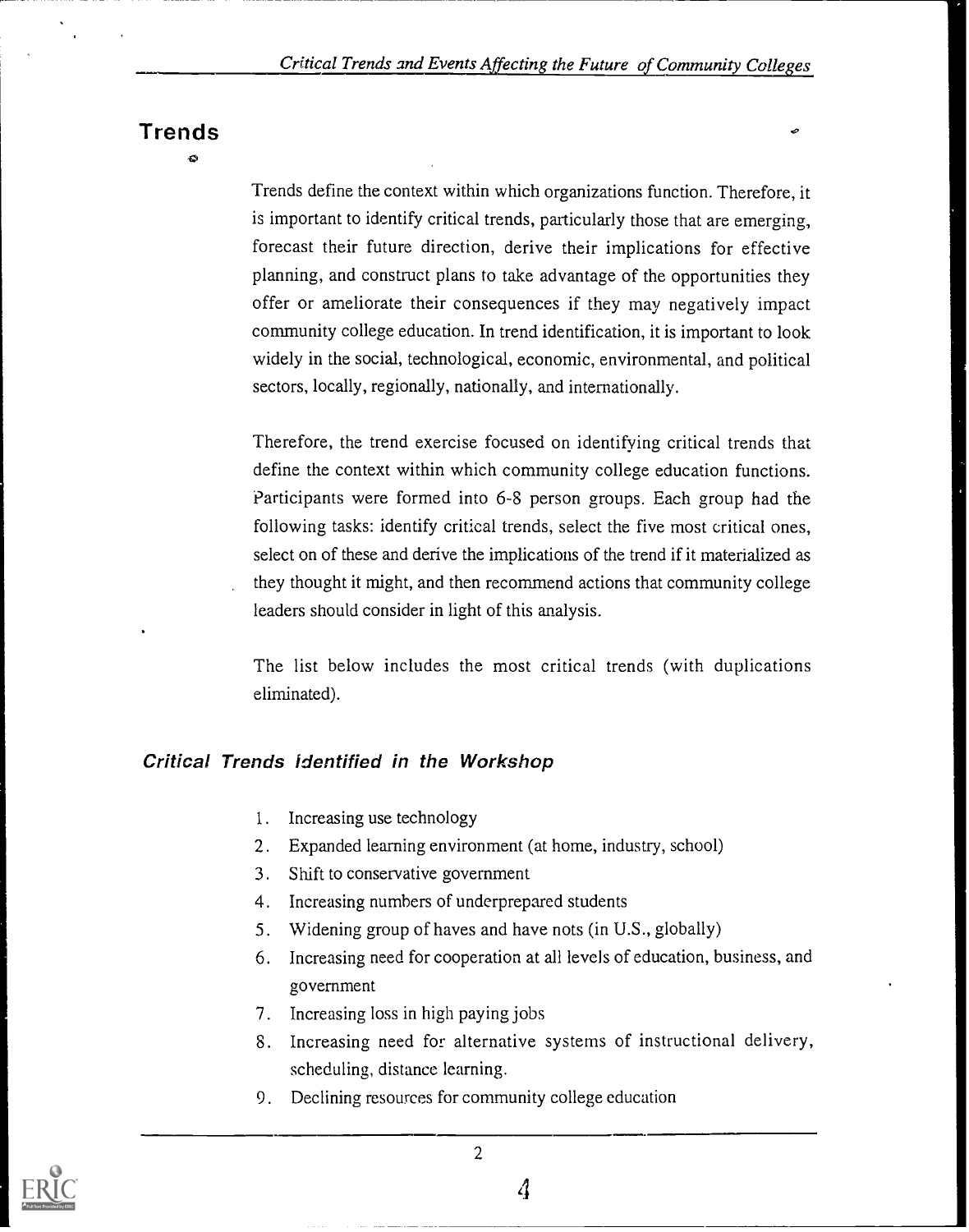## Trends

Trends define the context within which organizations function. Therefore, it is important to identify critical trends, particularly those that are emerging, forecast their future direction, derive their implications for effective planning, and construct plans to take advantage of the opportunities they offer or ameliorate their consequences if they may negatively impact community college education. In trend identification, it is important to look widely in the social, technological, economic, environmental, and political sectors, locally, regionally, nationally, and internationally.

Therefore, the trend exercise focused on identifying critical trends that define the context within which community college education functions. Participants were formed into 6-8 person groups. Each group had the following tasks: identify critical trends, select the five most critical ones, select on of these and derive the implications of the trend if it materialized as they thought it might, and then recommend actions that community college leaders should consider in light of this analysis.

The list below includes the most critical trends (with duplications eliminated).

### *Critical Trends Identified in the Workshop*

1. Increasing use technology
2. Expanded learning environment (at home, industry, school)
3. Shift to conservative government
4. Increasing numbers of underprepared students
5. Widening group of haves and have nots (in U.S., globally)
6. Increasing need for cooperation at all levels of education, business, and government
7. Increasing loss in high paying jobs
8. Increasing need for alternative systems of instructional delivery, scheduling, distance learning.
9. Declining resources for community college education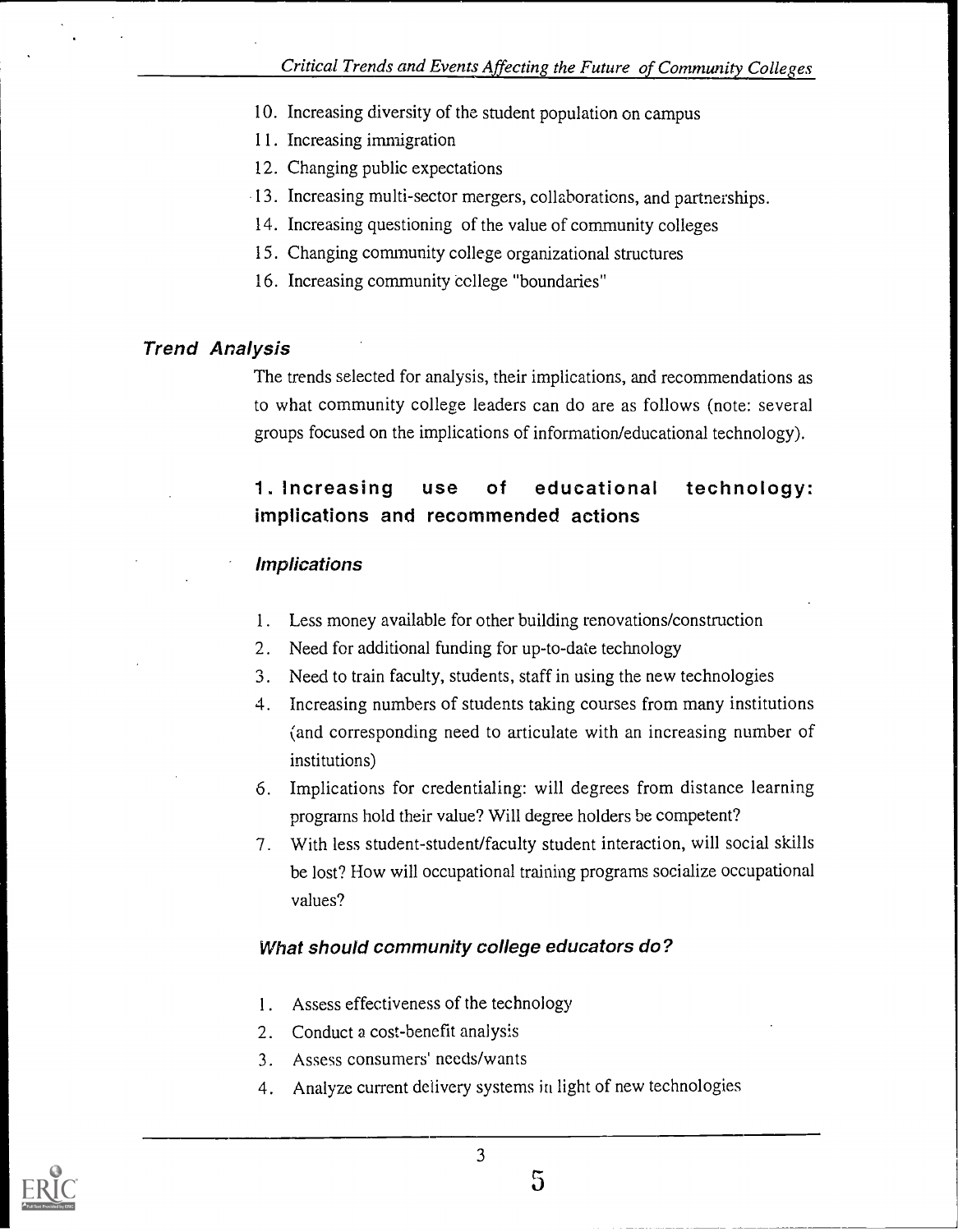10. Increasing diversity of the student population on campus
11. Increasing immigration
12. Changing public expectations
13. Increasing multi-sector mergers, collaborations, and partnerships.
14. Increasing questioning of the value of community colleges
15. Changing community college organizational structures
16. Increasing community college "boundaries"

### *Trend Analysis*

The trends selected for analysis, their implications, and recommendations as to what community college leaders can do are as follows (note: several groups focused on the implications of information/educational technology).

#### 1. Increasing use of educational technology: implications and recommended actions

##### *Implications*

1. Less money available for other building renovations/construction
2. Need for additional funding for up-to-date technology
3. Need to train faculty, students, staff in using the new technologies
4. Increasing numbers of students taking courses from many institutions (and corresponding need to articulate with an increasing number of institutions)
6. Implications for credentialing: will degrees from distance learning programs hold their value? Will degree holders be competent?
7. With less student-student/faculty student interaction, will social skills be lost? How will occupational training programs socialize occupational values?

##### *What should community college educators do?*

1. Assess effectiveness of the technology
2. Conduct a cost-benefit analysis
3. Assess consumers' needs/wants
4. Analyze current delivery systems in light of new technologies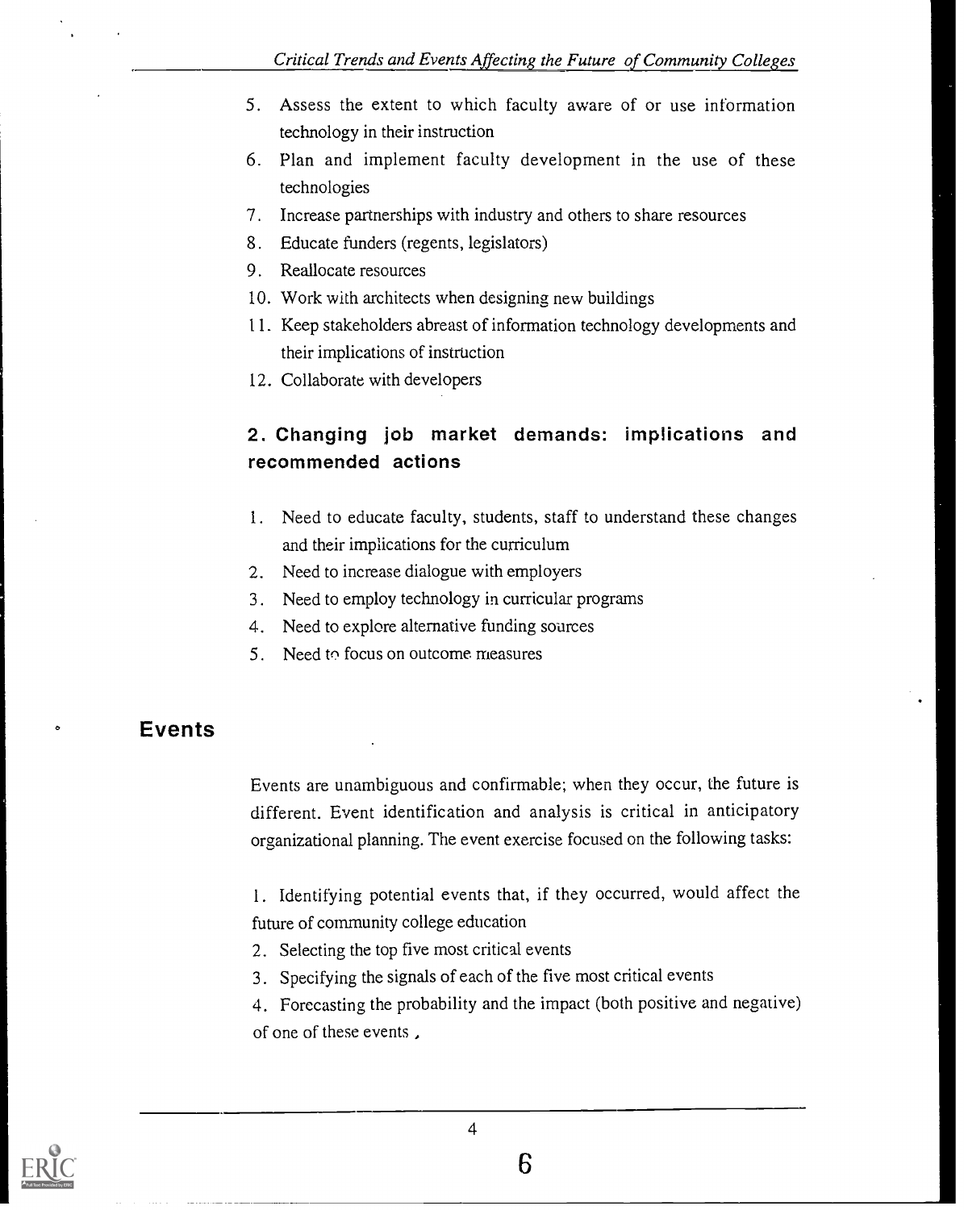5. Assess the extent to which faculty aware of or use information technology in their instruction
6. Plan and implement faculty development in the use of these technologies
7. Increase partnerships with industry and others to share resources
8. Educate funders (regents, legislators)
9. Reallocate resources
10. Work with architects when designing new buildings
11. Keep stakeholders abreast of information technology developments and their implications of instruction
12. Collaborate with developers

### 2. Changing job market demands: implications and recommended actions

1. Need to educate faculty, students, staff to understand these changes and their implications for the curriculum
2. Need to increase dialogue with employers
3. Need to employ technology in curricular programs
4. Need to explore alternative funding sources
5. Need to focus on outcome measures

## Events

Events are unambiguous and confirmable; when they occur, the future is different. Event identification and analysis is critical in anticipatory organizational planning. The event exercise focused on the following tasks:

1. Identifying potential events that, if they occurred, would affect the future of community college education
2. Selecting the top five most critical events
3. Specifying the signals of each of the five most critical events
4. Forecasting the probability and the impact (both positive and negative) of one of these events ,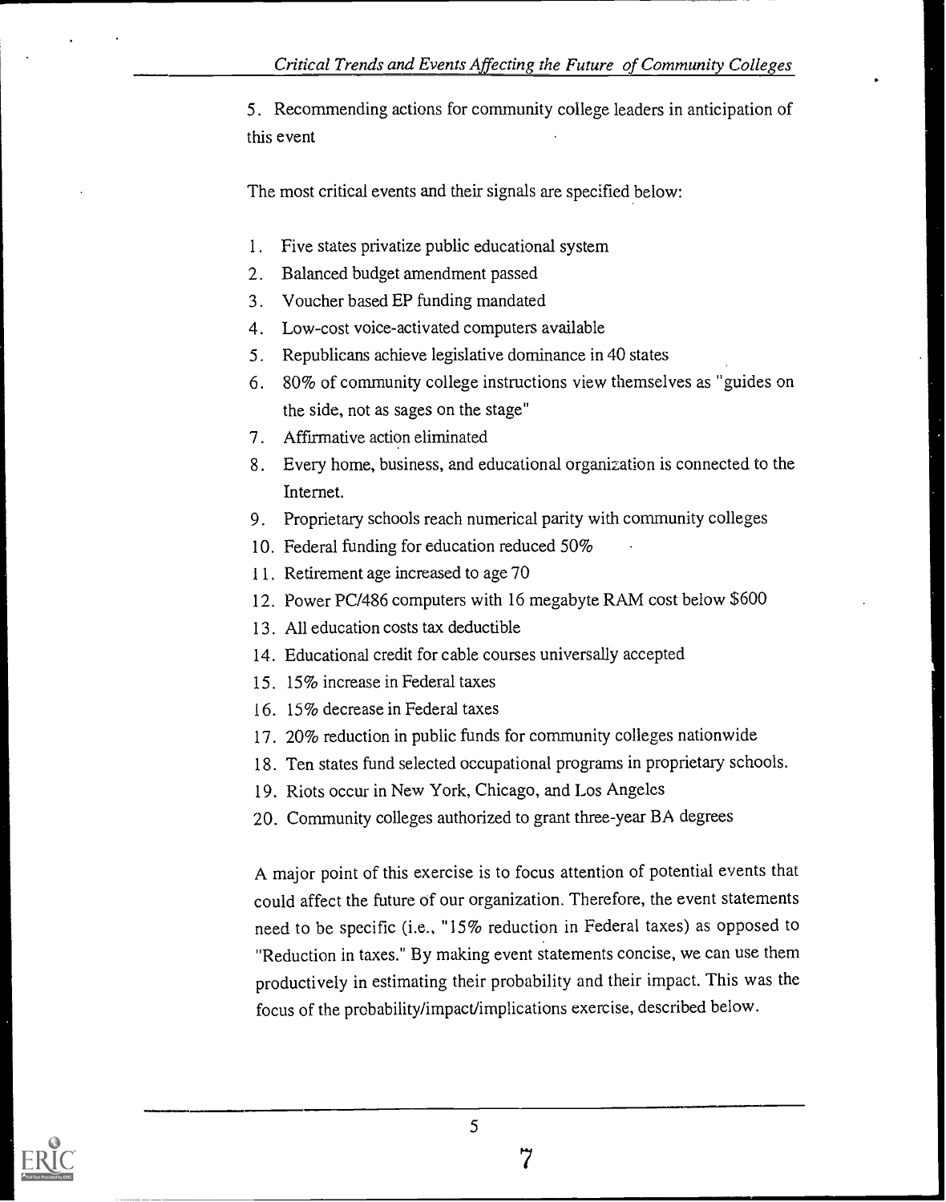5. Recommending actions for community college leaders in anticipation of this event

The most critical events and their signals are specified below:

1. Five states privatize public educational system
2. Balanced budget amendment passed
3. Voucher based EP funding mandated
4. Low-cost voice-activated computers available
5. Republicans achieve legislative dominance in 40 states
6. 80% of community college instructions view themselves as "guides on the side, not as sages on the stage"
7. Affirmative action eliminated
8. Every home, business, and educational organization is connected to the Internet.
9. Proprietary schools reach numerical parity with community colleges
10. Federal funding for education reduced 50%
11. Retirement age increased to age 70
12. Power PC/486 computers with 16 megabyte RAM cost below $600
13. All education costs tax deductible
14. Educational credit for cable courses universally accepted
15. 15% increase in Federal taxes
16. 15% decrease in Federal taxes
17. 20% reduction in public funds for community colleges nationwide
18. Ten states fund selected occupational programs in proprietary schools.
19. Riots occur in New York, Chicago, and Los Angeles
20. Community colleges authorized to grant three-year BA degrees

A major point of this exercise is to focus attention of potential events that could affect the future of our organization. Therefore, the event statements need to be specific (i.e., "15% reduction in Federal taxes) as opposed to "Reduction in taxes." By making event statements concise, we can use them productively in estimating their probability and their impact. This was the focus of the probability/impact/implications exercise, described below.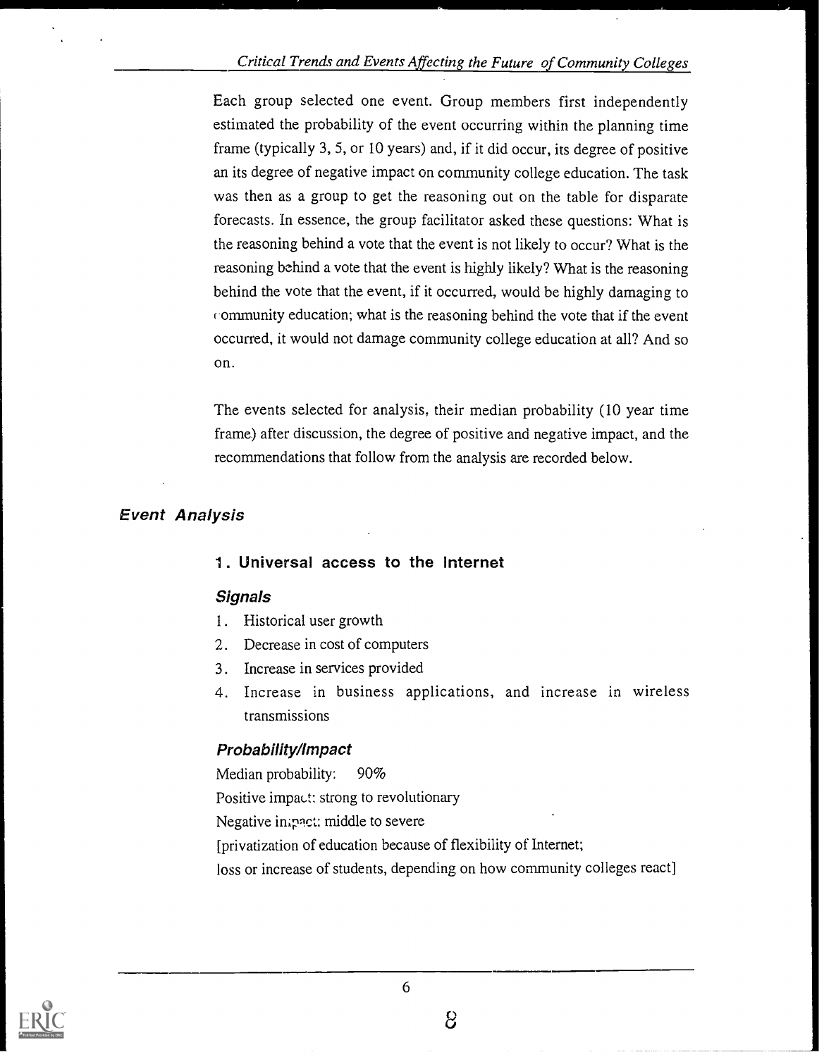Each group selected one event. Group members first independently estimated the probability of the event occurring within the planning time frame (typically 3, 5, or 10 years) and, if it did occur, its degree of positive an its degree of negative impact on community college education. The task was then as a group to get the reasoning out on the table for disparate forecasts. In essence, the group facilitator asked these questions: What is the reasoning behind a vote that the event is not likely to occur? What is the reasoning behind a vote that the event is highly likely? What is the reasoning behind the vote that the event, if it occurred, would be highly damaging to community education; what is the reasoning behind the vote that if the event occurred, it would not damage community college education at all? And so on.

The events selected for analysis, their median probability (10 year time frame) after discussion, the degree of positive and negative impact, and the recommendations that follow from the analysis are recorded below.

## Event Analysis

### 1. Universal access to the Internet

#### Signals

1. Historical user growth
2. Decrease in cost of computers
3. Increase in services provided
4. Increase in business applications, and increase in wireless transmissions

#### Probability/Impact

Median probability: 90%

Positive impact: strong to revolutionary

Negative impact: middle to severe

[privatization of education because of flexibility of Internet;
loss or increase of students, depending on how community colleges react]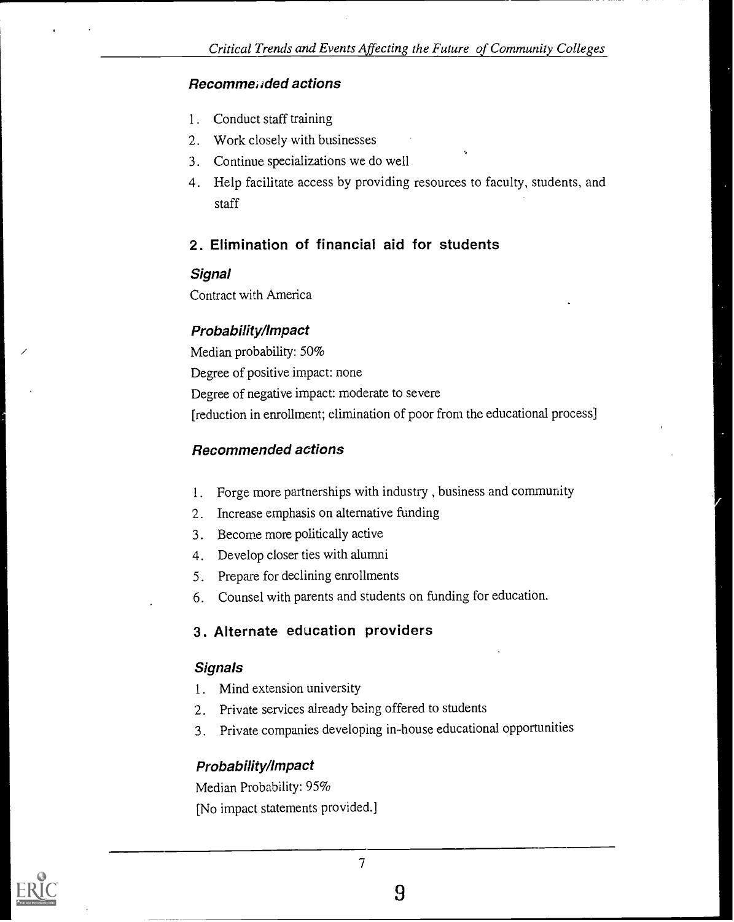### *Recommended actions*

1. Conduct staff training
2. Work closely with businesses
3. Continue specializations we do well
4. Help facilitate access by providing resources to faculty, students, and staff

## 2. Elimination of financial aid for students

### *Signal*

Contract with America

### *Probability/Impact*

Median probability: 50%

Degree of positive impact: none

Degree of negative impact: moderate to severe

[reduction in enrollment; elimination of poor from the educational process]

### *Recommended actions*

1. Forge more partnerships with industry , business and community
2. Increase emphasis on alternative funding
3. Become more politically active
4. Develop closer ties with alumni
5. Prepare for declining enrollments
6. Counsel with parents and students on funding for education.

## 3. Alternate education providers

### *Signals*

1. Mind extension university
2. Private services already being offered to students
3. Private companies developing in-house educational opportunities

### *Probability/Impact*

Median Probability: 95%

[No impact statements provided.]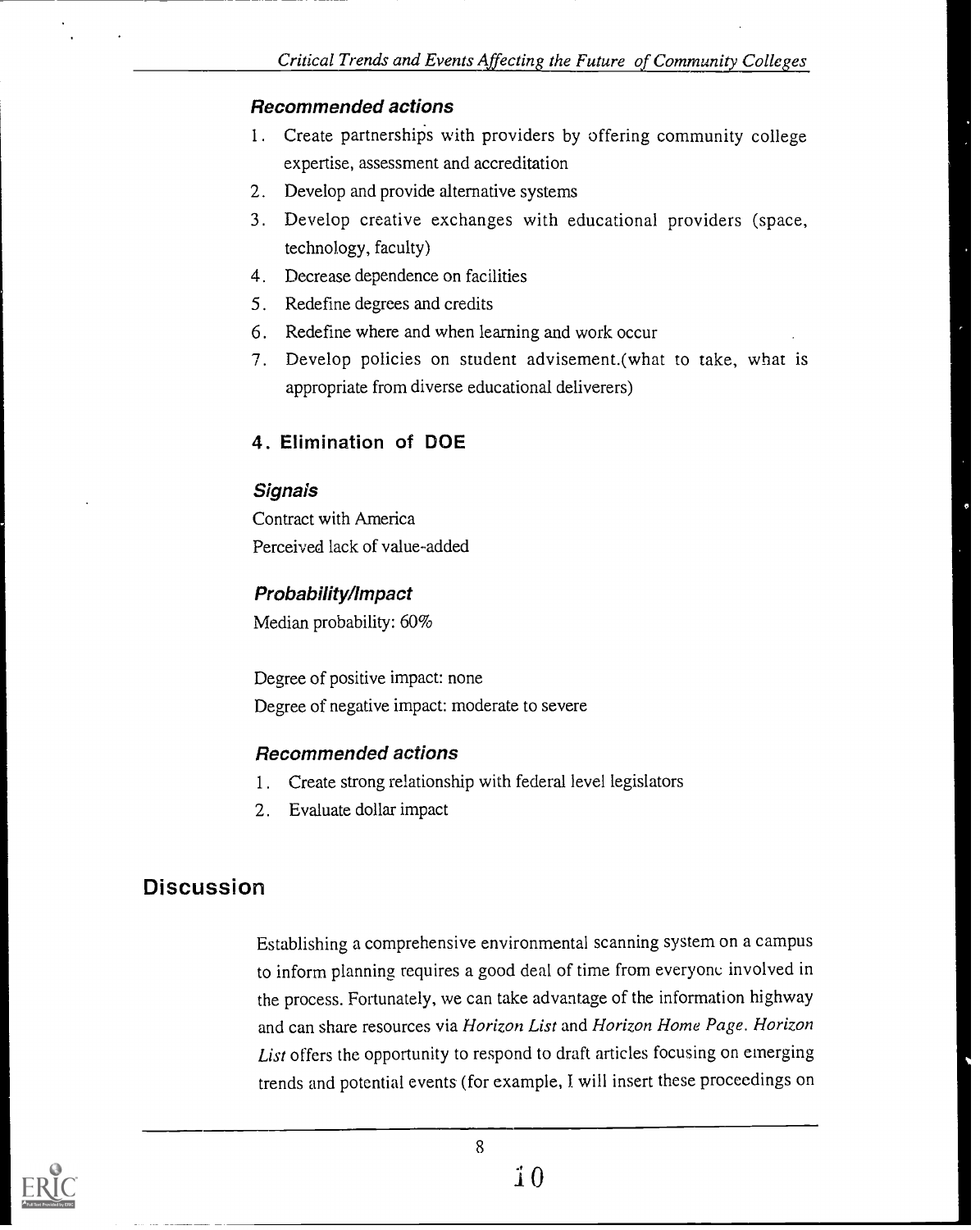### *Recommended actions*

1. Create partnerships with providers by offering community college expertise, assessment and accreditation
2. Develop and provide alternative systems
3. Develop creative exchanges with educational providers (space, technology, faculty)
4. Decrease dependence on facilities
5. Redefine degrees and credits
6. Redefine where and when learning and work occur
7. Develop policies on student advisement.(what to take, what is appropriate from diverse educational deliverers)

## 4. Elimination of DOE

### *Signals*

Contract with America
Perceived lack of value-added

### *Probability/Impact*

Median probability: 60%

Degree of positive impact: none
Degree of negative impact: moderate to severe

### *Recommended actions*

1. Create strong relationship with federal level legislators
2. Evaluate dollar impact

# Discussion

Establishing a comprehensive environmental scanning system on a campus to inform planning requires a good deal of time from everyone involved in the process. Fortunately, we can take advantage of the information highway and can share resources via *Horizon List* and *Horizon Home Page*. *Horizon List* offers the opportunity to respond to draft articles focusing on emerging trends and potential events (for example, I will insert these proceedings on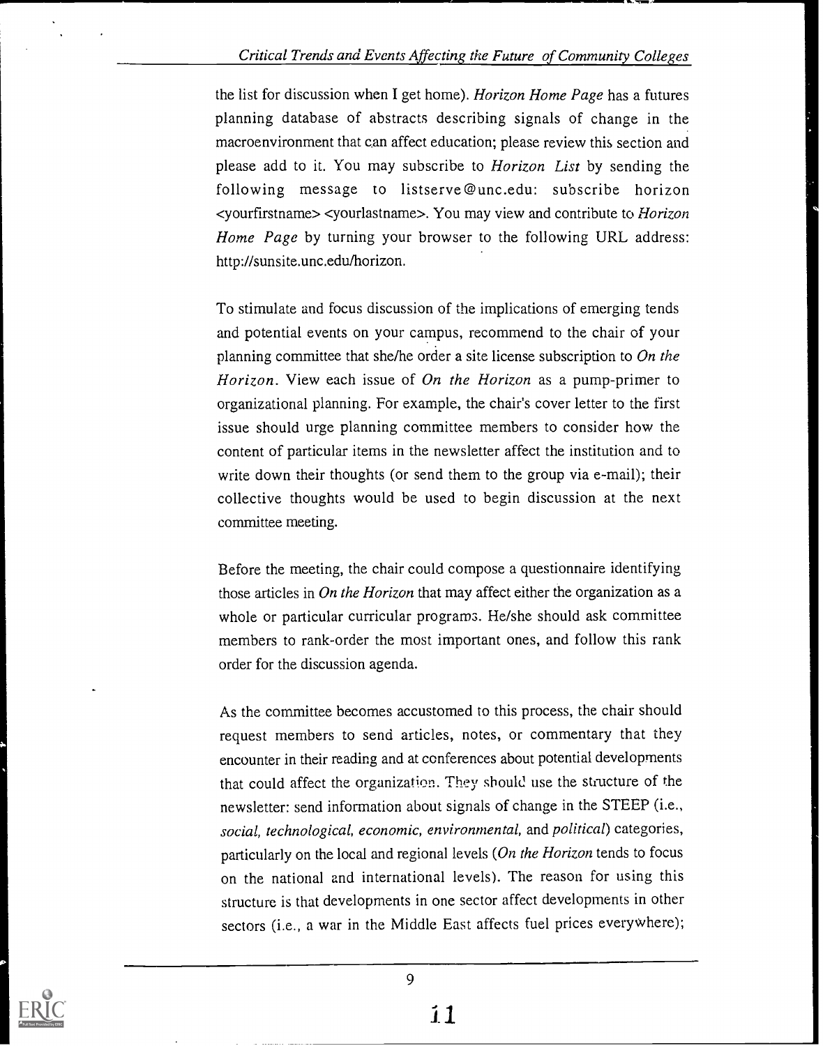the list for discussion when I get home). *Horizon Home Page* has a futures planning database of abstracts describing signals of change in the macroenvironment that can affect education; please review this section and please add to it. You may subscribe to *Horizon List* by sending the following message to listserve@unc.edu: subscribe horizon <yourfirstname> <yourlastname>. You may view and contribute to *Horizon Home Page* by turning your browser to the following URL address: http://sunsite.unc.edu/horizon.

To stimulate and focus discussion of the implications of emerging tends and potential events on your campus, recommend to the chair of your planning committee that she/he order a site license subscription to *On the Horizon*. View each issue of *On the Horizon* as a pump-primer to organizational planning. For example, the chair's cover letter to the first issue should urge planning committee members to consider how the content of particular items in the newsletter affect the institution and to write down their thoughts (or send them to the group via e-mail); their collective thoughts would be used to begin discussion at the next committee meeting.

Before the meeting, the chair could compose a questionnaire identifying those articles in *On the Horizon* that may affect either the organization as a whole or particular curricular programs. He/she should ask committee members to rank-order the most important ones, and follow this rank order for the discussion agenda.

As the committee becomes accustomed to this process, the chair should request members to send articles, notes, or commentary that they encounter in their reading and at conferences about potential developments that could affect the organization. They should use the structure of the newsletter: send information about signals of change in the STEEP (i.e., *social, technological, economic, environmental,* and *political*) categories, particularly on the local and regional levels (*On the Horizon* tends to focus on the national and international levels). The reason for using this structure is that developments in one sector affect developments in other sectors (i.e., a war in the Middle East affects fuel prices everywhere);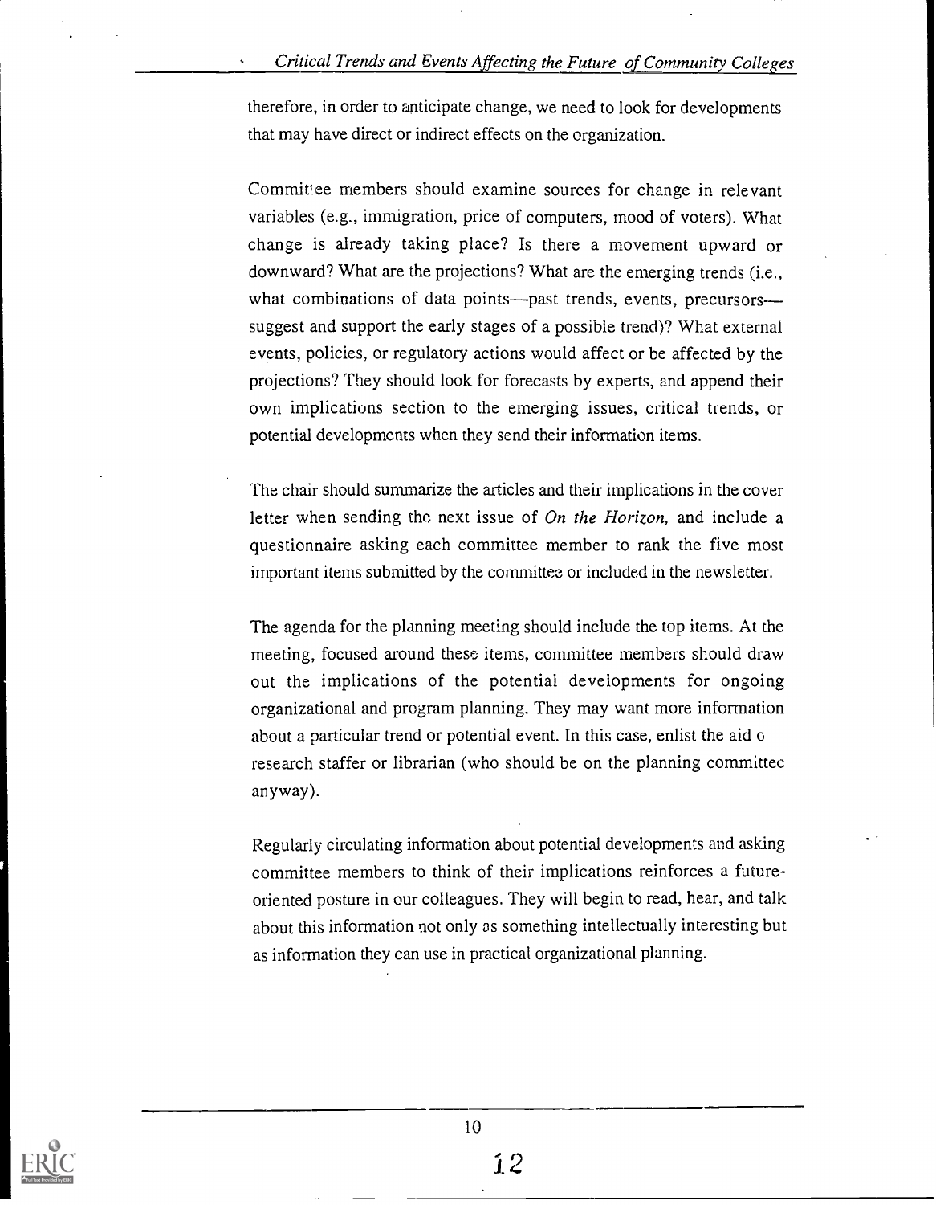therefore, in order to anticipate change, we need to look for developments that may have direct or indirect effects on the organization.

Committee members should examine sources for change in relevant variables (e.g., immigration, price of computers, mood of voters). What change is already taking place? Is there a movement upward or downward? What are the projections? What are the emerging trends (i.e., what combinations of data points—past trends, events, precursors—suggest and support the early stages of a possible trend)? What external events, policies, or regulatory actions would affect or be affected by the projections? They should look for forecasts by experts, and append their own implications section to the emerging issues, critical trends, or potential developments when they send their information items.

The chair should summarize the articles and their implications in the cover letter when sending the next issue of *On the Horizon,* and include a questionnaire asking each committee member to rank the five most important items submitted by the committee or included in the newsletter.

The agenda for the planning meeting should include the top items. At the meeting, focused around these items, committee members should draw out the implications of the potential developments for ongoing organizational and program planning. They may want more information about a particular trend or potential event. In this case, enlist the aid o research staffer or librarian (who should be on the planning committee anyway).

Regularly circulating information about potential developments and asking committee members to think of their implications reinforces a future-oriented posture in our colleagues. They will begin to read, hear, and talk about this information not only as something intellectually interesting but as information they can use in practical organizational planning.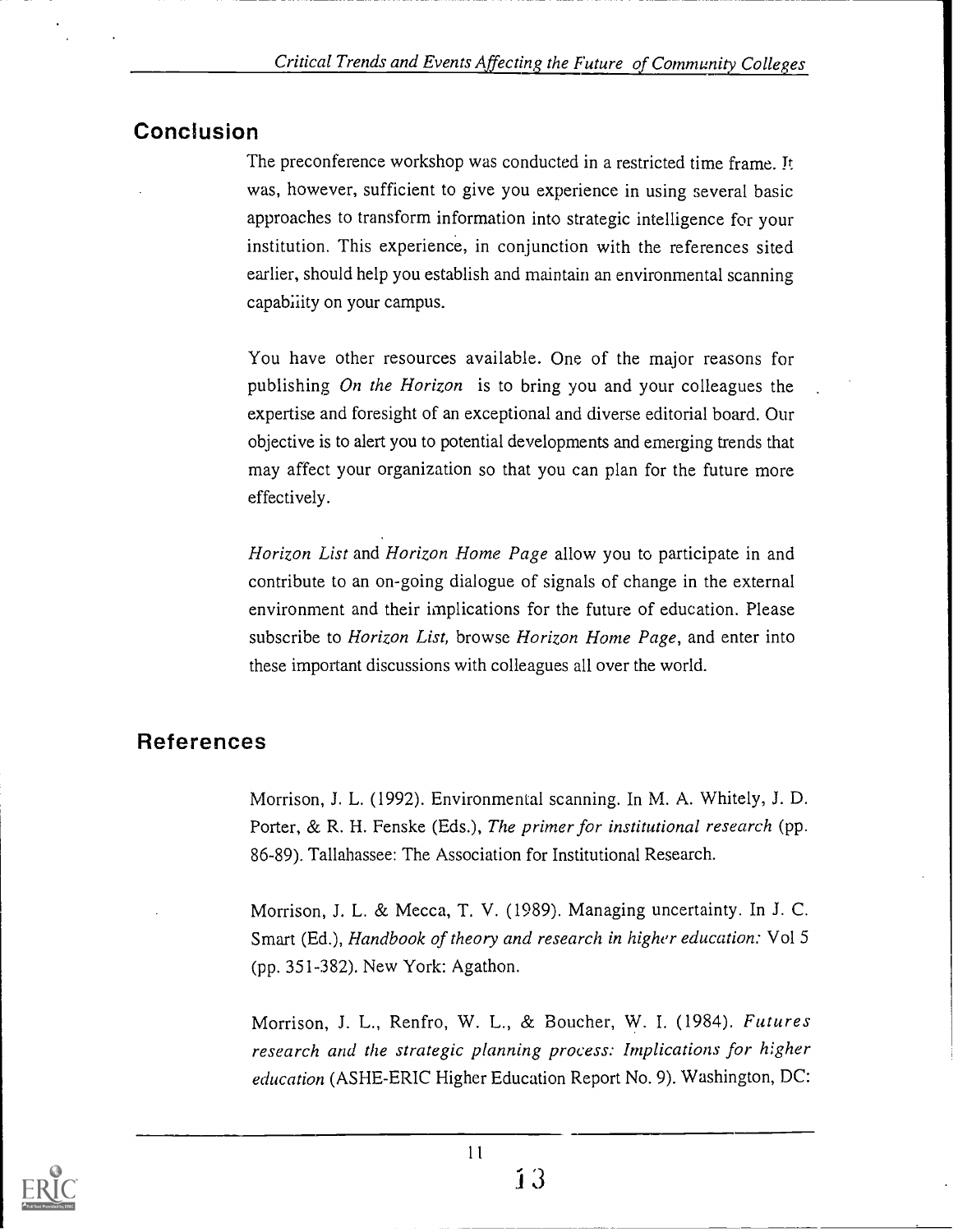## Conclusion

The preconference workshop was conducted in a restricted time frame. It was, however, sufficient to give you experience in using several basic approaches to transform information into strategic intelligence for your institution. This experience, in conjunction with the references sited earlier, should help you establish and maintain an environmental scanning capability on your campus.

You have other resources available. One of the major reasons for publishing *On the Horizon* is to bring you and your colleagues the expertise and foresight of an exceptional and diverse editorial board. Our objective is to alert you to potential developments and emerging trends that may affect your organization so that you can plan for the future more effectively.

*Horizon List* and *Horizon Home Page* allow you to participate in and contribute to an on-going dialogue of signals of change in the external environment and their implications for the future of education. Please subscribe to *Horizon List,* browse *Horizon Home Page*, and enter into these important discussions with colleagues all over the world.

## References

Morrison, J. L. (1992). Environmental scanning. In M. A. Whitely, J. D. Porter, & R. H. Fenske (Eds.), *The primer for institutional research* (pp. 86-89). Tallahassee: The Association for Institutional Research.

Morrison, J. L. & Mecca, T. V. (1989). Managing uncertainty. In J. C. Smart (Ed.), *Handbook of theory and research in higher education:* Vol 5 (pp. 351-382). New York: Agathon.

Morrison, J. L., Renfro, W. L., & Boucher, W. I. (1984). *Futures research and the strategic planning process: Implications for higher education* (ASHE-ERIC Higher Education Report No. 9). Washington, DC: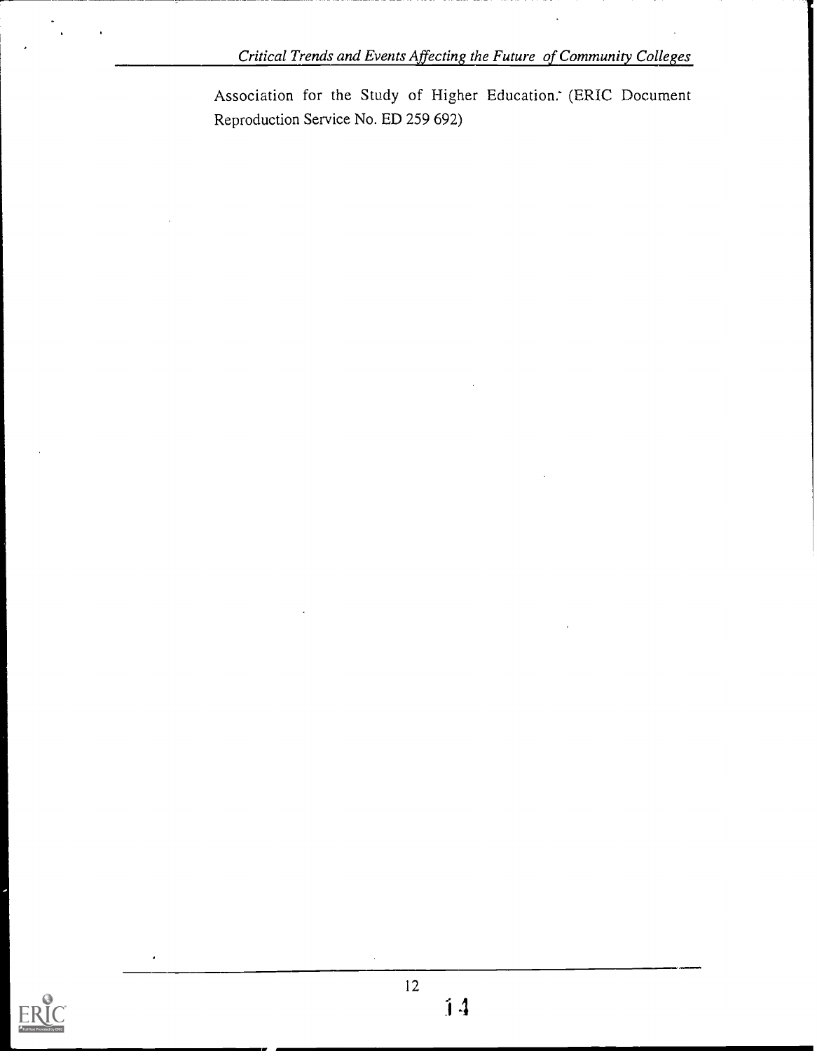Association for the Study of Higher Education.˙ (ERIC Document Reproduction Service No. ED 259 692)